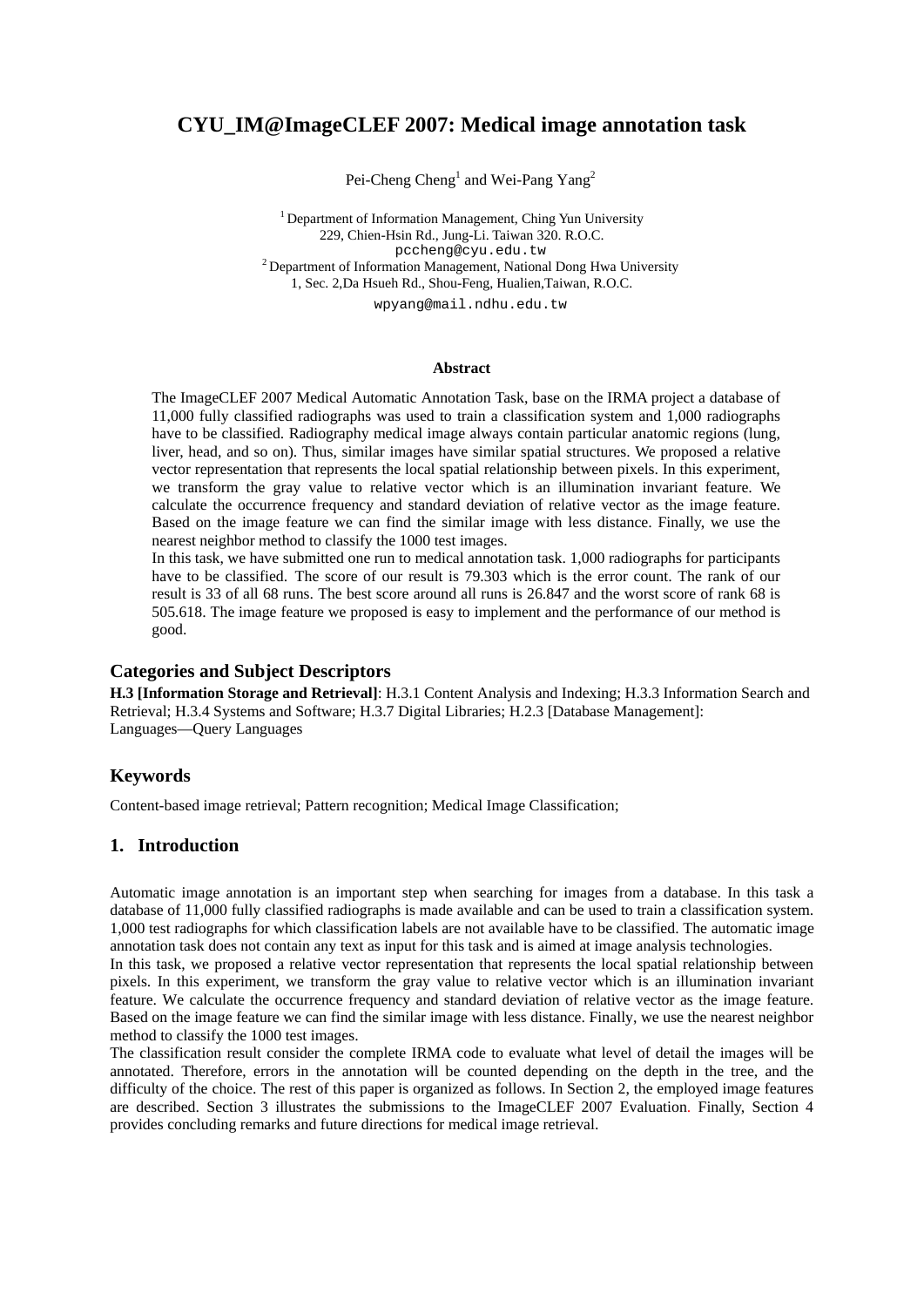# CYU_IM@ImageCLEF 2007: Medical image annotation task

Pei-Cheng Cheng[1] and Wei-Pang Yang[2]

[1] Department of Information Management, Ching Yun University
229, Chien-Hsin Rd., Jung-Li. Taiwan 320. R.O.C.
pccheng@cyu.edu.tw
[2] Department of Information Management, National Dong Hwa University
1, Sec. 2,Da Hsueh Rd., Shou-Feng, Hualien,Taiwan, R.O.C.
wpyang@mail.ndhu.edu.tw

**Abstract**

The ImageCLEF 2007 Medical Automatic Annotation Task, base on the IRMA project a database of 11,000 fully classified radiographs was used to train a classification system and 1,000 radiographs have to be classified. Radiography medical image always contain particular anatomic regions (lung, liver, head, and so on). Thus, similar images have similar spatial structures. We proposed a relative vector representation that represents the local spatial relationship between pixels. In this experiment, we transform the gray value to relative vector which is an illumination invariant feature. We calculate the occurrence frequency and standard deviation of relative vector as the image feature. Based on the image feature we can find the similar image with less distance. Finally, we use the nearest neighbor method to classify the 1000 test images.

In this task, we have submitted one run to medical annotation task. 1,000 radiographs for participants have to be classified. The score of our result is 79.303 which is the error count. The rank of our result is 33 of all 68 runs. The best score around all runs is 26.847 and the worst score of rank 68 is 505.618. The image feature we proposed is easy to implement and the performance of our method is good.

## Categories and Subject Descriptors

**H.3 [Information Storage and Retrieval]**: H.3.1 Content Analysis and Indexing; H.3.3 Information Search and Retrieval; H.3.4 Systems and Software; H.3.7 Digital Libraries; H.2.3 [Database Management]: Languages—Query Languages

## Keywords

Content-based image retrieval; Pattern recognition; Medical Image Classification;

## 1. Introduction

Automatic image annotation is an important step when searching for images from a database. In this task a database of 11,000 fully classified radiographs is made available and can be used to train a classification system. 1,000 test radiographs for which classification labels are not available have to be classified. The automatic image annotation task does not contain any text as input for this task and is aimed at image analysis technologies.

In this task, we proposed a relative vector representation that represents the local spatial relationship between pixels. In this experiment, we transform the gray value to relative vector which is an illumination invariant feature. We calculate the occurrence frequency and standard deviation of relative vector as the image feature. Based on the image feature we can find the similar image with less distance. Finally, we use the nearest neighbor method to classify the 1000 test images.

The classification result consider the complete IRMA code to evaluate what level of detail the images will be annotated. Therefore, errors in the annotation will be counted depending on the depth in the tree, and the difficulty of the choice. The rest of this paper is organized as follows. In Section 2, the employed image features are described. Section 3 illustrates the submissions to the ImageCLEF 2007 Evaluation. Finally, Section 4 provides concluding remarks and future directions for medical image retrieval.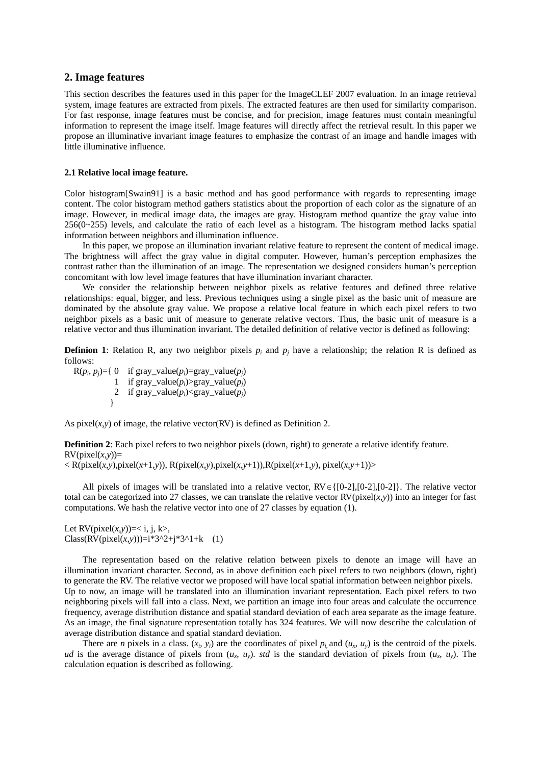## 2. Image features

This section describes the features used in this paper for the ImageCLEF 2007 evaluation. In an image retrieval system, image features are extracted from pixels. The extracted features are then used for similarity comparison. For fast response, image features must be concise, and for precision, image features must contain meaningful information to represent the image itself. Image features will directly affect the retrieval result. In this paper we propose an illuminative invariant image features to emphasize the contrast of an image and handle images with little illuminative influence.

#### 2.1 Relative local image feature.

Color histogram[Swain91] is a basic method and has good performance with regards to representing image content. The color histogram method gathers statistics about the proportion of each color as the signature of an image. However, in medical image data, the images are gray. Histogram method quantize the gray value into 256(0~255) levels, and calculate the ratio of each level as a histogram. The histogram method lacks spatial information between neighbors and illumination influence.

In this paper, we propose an illumination invariant relative feature to represent the content of medical image. The brightness will affect the gray value in digital computer. However, human's perception emphasizes the contrast rather than the illumination of an image. The representation we designed considers human's perception concomitant with low level image features that have illumination invariant character.

We consider the relationship between neighbor pixels as relative features and defined three relative relationships: equal, bigger, and less. Previous techniques using a single pixel as the basic unit of measure are dominated by the absolute gray value. We propose a relative local feature in which each pixel refers to two neighbor pixels as a basic unit of measure to generate relative vectors. Thus, the basic unit of measure is a relative vector and thus illumination invariant. The detailed definition of relative vector is defined as following:

**Definion 1**: Relation R, any two neighbor pixels $p_i$ and $p_j$ have a relationship; the relation R is defined as follows:

$$R(p_i, p_j)=\begin{cases} 0 & \text{if gray\_value}(p_i)=\text{gray\_value}(p_j) \\ 1 & \text{if gray\_value}(p_i)>\text{gray\_value}(p_j) \\ 2 & \text{if gray\_value}(p_i)<\text{gray\_value}(p_j) \end{cases}$$

As pixel($x$,$y$) of image, the relative vector(RV) is defined as Definition 2.

**Definition 2**: Each pixel refers to two neighbor pixels (down, right) to generate a relative identify feature.

RV(pixel($x$,$y$))=
< R(pixel($x$,$y$),pixel($x$+1,$y$)), R(pixel($x$,$y$),pixel($x$,$y$+1)),R(pixel($x$+1,$y$), pixel($x$,$y$+1))>

All pixels of images will be translated into a relative vector, RV$\in${[0-2],[0-2],[0-2]}. The relative vector total can be categorized into 27 classes, we can translate the relative vector RV(pixel($x$,$y$)) into an integer for fast computations. We hash the relative vector into one of 27 classes by equation (1).

Let RV(pixel($x$,$y$))=< i, j, k>,
Class(RV(pixel($x$,$y$)))=i\*3^2+j\*3^1+k (1)

The representation based on the relative relation between pixels to denote an image will have an illumination invariant character. Second, as in above definition each pixel refers to two neighbors (down, right) to generate the RV. The relative vector we proposed will have local spatial information between neighbor pixels. Up to now, an image will be translated into an illumination invariant representation. Each pixel refers to two neighboring pixels will fall into a class. Next, we partition an image into four areas and calculate the occurrence frequency, average distribution distance and spatial standard deviation of each area separate as the image feature. As an image, the final signature representation totally has 324 features. We will now describe the calculation of average distribution distance and spatial standard deviation.

There are $n$ pixels in a class. ($x_i$, $y_i$) are the coordinates of pixel $p_i$ and ($u_x$, $u_y$) is the centroid of the pixels. $ud$ is the average distance of pixels from ($u_x$, $u_y$). $std$ is the standard deviation of pixels from ($u_x$, $u_y$). The calculation equation is described as following.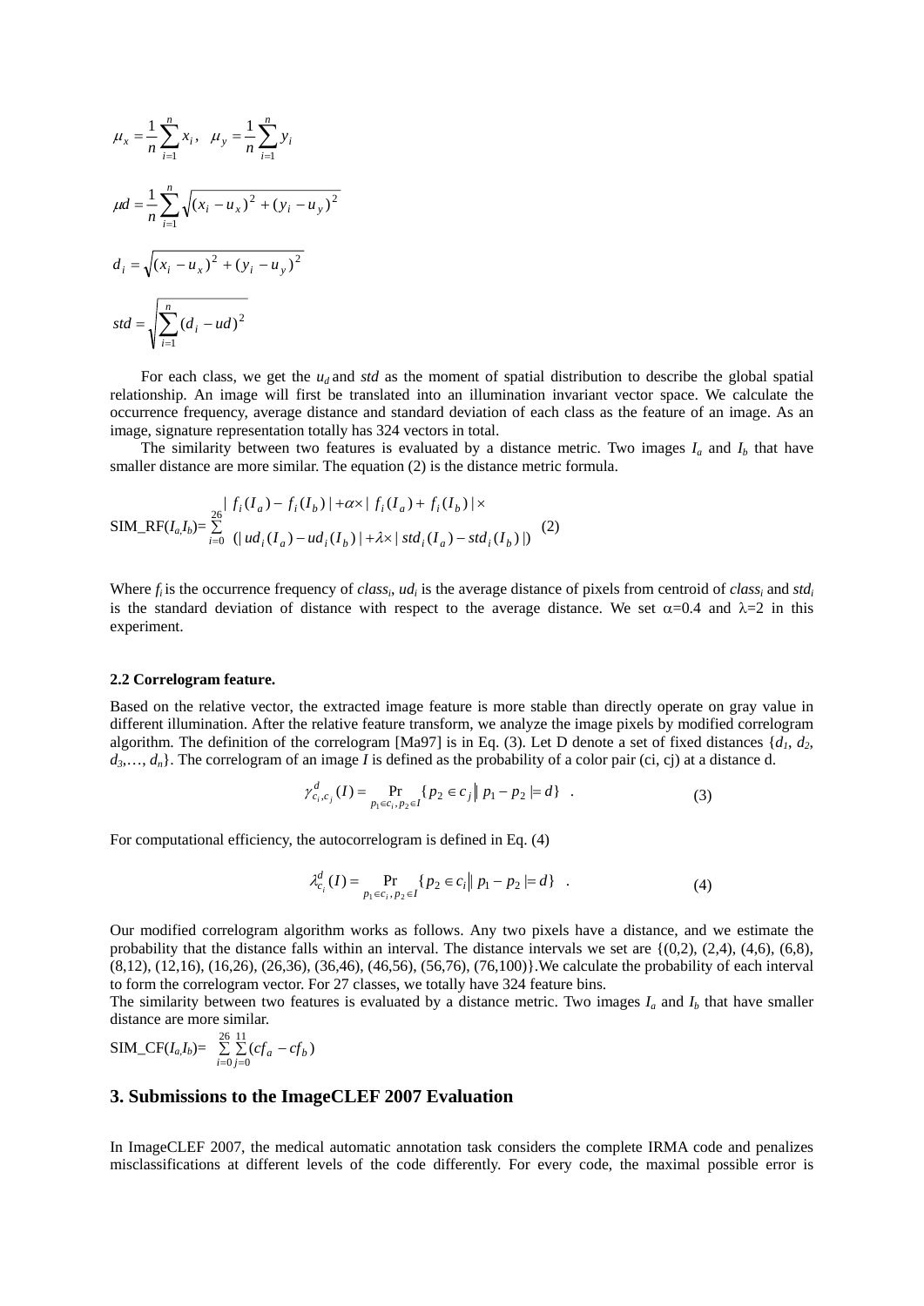$$\mu_x = \frac{1}{n}\sum_{i=1}^{n} x_i, \quad \mu_y = \frac{1}{n}\sum_{i=1}^{n} y_i$$

$$\mu d = \frac{1}{n}\sum_{i=1}^{n} \sqrt{(x_i - u_x)^2 + (y_i - u_y)^2}$$

$$d_i = \sqrt{(x_i - u_x)^2 + (y_i - u_y)^2}$$

$$std = \sqrt{\sum_{i=1}^{n} (d_i - ud)^2}$$

For each class, we get the $u_d$ and *std* as the moment of spatial distribution to describe the global spatial relationship. An image will first be translated into an illumination invariant vector space. We calculate the occurrence frequency, average distance and standard deviation of each class as the feature of an image. As an image, signature representation totally has 324 vectors in total.

The similarity between two features is evaluated by a distance metric. Two images $I_a$ and $I_b$ that have smaller distance are more similar. The equation (2) is the distance metric formula.

$$\text{SIM\_RF}(I_a, I_b) = \sum_{i=0}^{26} \begin{matrix} |f_i(I_a) - f_i(I_b)| + \alpha \times |f_i(I_a) + f_i(I_b)| \times \\ (|ud_i(I_a) - ud_i(I_b)| + \lambda \times |std_i(I_a) - std_i(I_b)|) \end{matrix} \quad (2)$$

Where $f_i$ is the occurrence frequency of *class*$_i$, $ud_i$ is the average distance of pixels from centroid of *class*$_i$ and $std_i$ is the standard deviation of distance with respect to the average distance. We set $\alpha$=0.4 and $\lambda$=2 in this experiment.

### 2.2 Correlogram feature.

Based on the relative vector, the extracted image feature is more stable than directly operate on gray value in different illumination. After the relative feature transform, we analyze the image pixels by modified correlogram algorithm. The definition of the correlogram [Ma97] is in Eq. (3). Let D denote a set of fixed distances $\{d_1, d_2, d_3, \ldots, d_n\}$. The correlogram of an image *I* is defined as the probability of a color pair (ci, cj) at a distance d.

$$\gamma_{c_i,c_j}^{d}(I) = \Pr_{p_1 \in c_i, p_2 \in I}\{p_2 \in c_j \| p_1 - p_2 |= d\} \quad . \qquad (3)$$

For computational efficiency, the autocorrelogram is defined in Eq. (4)

$$\lambda_{c_i}^{d}(I) = \Pr_{p_1 \in c_i, p_2 \in I}\{p_2 \in c_i \| p_1 - p_2 |= d\} \quad . \qquad (4)$$

Our modified correlogram algorithm works as follows. Any two pixels have a distance, and we estimate the probability that the distance falls within an interval. The distance intervals we set are {(0,2), (2,4), (4,6), (6,8), (8,12), (12,16), (16,26), (26,36), (36,46), (46,56), (56,76), (76,100)}.We calculate the probability of each interval to form the correlogram vector. For 27 classes, we totally have 324 feature bins.
The similarity between two features is evaluated by a distance metric. Two images $I_a$ and $I_b$ that have smaller distance are more similar.

$$\text{SIM\_CF}(I_a, I_b) = \sum_{i=0}^{26}\sum_{j=0}^{11}(cf_a - cf_b)$$

## 3. Submissions to the ImageCLEF 2007 Evaluation

In ImageCLEF 2007, the medical automatic annotation task considers the complete IRMA code and penalizes misclassifications at different levels of the code differently. For every code, the maximal possible error is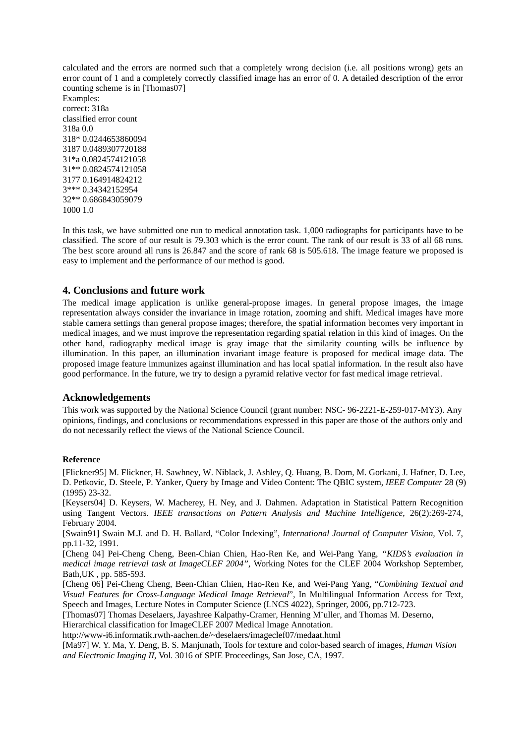calculated and the errors are normed such that a completely wrong decision (i.e. all positions wrong) gets an error count of 1 and a completely correctly classified image has an error of 0. A detailed description of the error counting scheme is in [Thomas07]

Examples:
correct: 318a
classified error count
318a 0.0
318* 0.0244653860094
3187 0.0489307720188
31*a 0.0824574121058
31** 0.0824574121058
3177 0.164914824212
3*** 0.34342152954
32** 0.686843059079
1000 1.0

In this task, we have submitted one run to medical annotation task. 1,000 radiographs for participants have to be classified. The score of our result is 79.303 which is the error count. The rank of our result is 33 of all 68 runs. The best score around all runs is 26.847 and the score of rank 68 is 505.618. The image feature we proposed is easy to implement and the performance of our method is good.

## 4. Conclusions and future work

The medical image application is unlike general-propose images. In general propose images, the image representation always consider the invariance in image rotation, zooming and shift. Medical images have more stable camera settings than general propose images; therefore, the spatial information becomes very important in medical images, and we must improve the representation regarding spatial relation in this kind of images. On the other hand, radiography medical image is gray image that the similarity counting wills be influence by illumination. In this paper, an illumination invariant image feature is proposed for medical image data. The proposed image feature immunizes against illumination and has local spatial information. In the result also have good performance. In the future, we try to design a pyramid relative vector for fast medical image retrieval.

## Acknowledgements

This work was supported by the National Science Council (grant number: NSC- 96-2221-E-259-017-MY3). Any opinions, findings, and conclusions or recommendations expressed in this paper are those of the authors only and do not necessarily reflect the views of the National Science Council.

#### Reference

[Flickner95] M. Flickner, H. Sawhney, W. Niblack, J. Ashley, Q. Huang, B. Dom, M. Gorkani, J. Hafner, D. Lee, D. Petkovic, D. Steele, P. Yanker, Query by Image and Video Content: The QBIC system, *IEEE Computer* 28 (9) (1995) 23-32.

[Keysers04] D. Keysers, W. Macherey, H. Ney, and J. Dahmen. Adaptation in Statistical Pattern Recognition using Tangent Vectors. *IEEE transactions on Pattern Analysis and Machine Intelligence*, 26(2):269-274, February 2004.

[Swain91] Swain M.J. and D. H. Ballard, "Color Indexing", *International Journal of Computer Vision*, Vol. 7, pp.11-32, 1991.

[Cheng 04] Pei-Cheng Cheng, Been-Chian Chien, Hao-Ren Ke, and Wei-Pang Yang, *"KIDS's evaluation in medical image retrieval task at ImageCLEF 2004"*, Working Notes for the CLEF 2004 Workshop September, Bath,UK , pp. 585-593.

[Cheng 06] Pei-Cheng Cheng, Been-Chian Chien, Hao-Ren Ke, and Wei-Pang Yang, "*Combining Textual and Visual Features for Cross-Language Medical Image Retrieval*", In Multilingual Information Access for Text, Speech and Images, Lecture Notes in Computer Science (LNCS 4022), Springer, 2006, pp.712-723.

[Thomas07] Thomas Deselaers, Jayashree Kalpathy-Cramer, Henning M¨uller, and Thomas M. Deserno, Hierarchical classification for ImageCLEF 2007 Medical Image Annotation.
http://www-i6.informatik.rwth-aachen.de/~deselaers/imageclef07/medaat.html

[Ma97] W. Y. Ma, Y. Deng, B. S. Manjunath, Tools for texture and color-based search of images, *Human Vision and Electronic Imaging II*, Vol. 3016 of SPIE Proceedings, San Jose, CA, 1997.